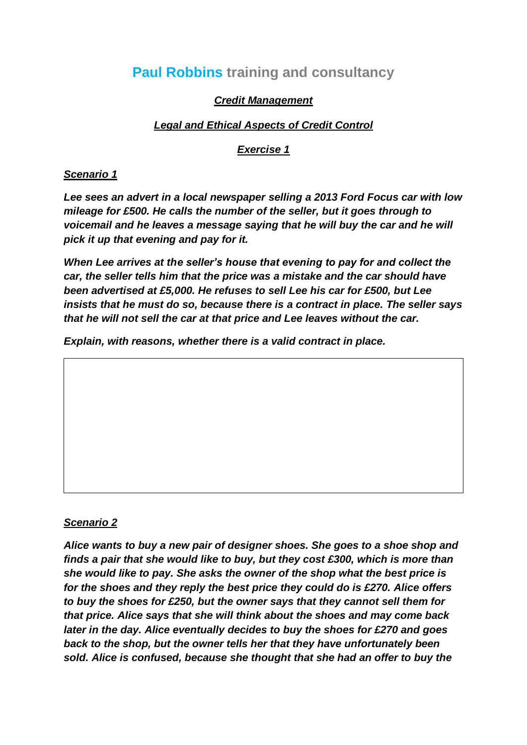# **Paul Robbins** training and consultancy

***Credit Management***

***Legal and Ethical Aspects of Credit Control***

***Exercise 1***

***Scenario 1***

***Lee sees an advert in a local newspaper selling a 2013 Ford Focus car with low mileage for £500. He calls the number of the seller, but it goes through to voicemail and he leaves a message saying that he will buy the car and he will pick it up that evening and pay for it.***

***When Lee arrives at the seller's house that evening to pay for and collect the car, the seller tells him that the price was a mistake and the car should have been advertised at £5,000. He refuses to sell Lee his car for £500, but Lee insists that he must do so, because there is a contract in place. The seller says that he will not sell the car at that price and Lee leaves without the car.***

***Explain, with reasons, whether there is a valid contract in place.***

***Scenario 2***

***Alice wants to buy a new pair of designer shoes. She goes to a shoe shop and finds a pair that she would like to buy, but they cost £300, which is more than she would like to pay. She asks the owner of the shop what the best price is for the shoes and they reply the best price they could do is £270. Alice offers to buy the shoes for £250, but the owner says that they cannot sell them for that price. Alice says that she will think about the shoes and may come back later in the day. Alice eventually decides to buy the shoes for £270 and goes back to the shop, but the owner tells her that they have unfortunately been sold. Alice is confused, because she thought that she had an offer to buy the***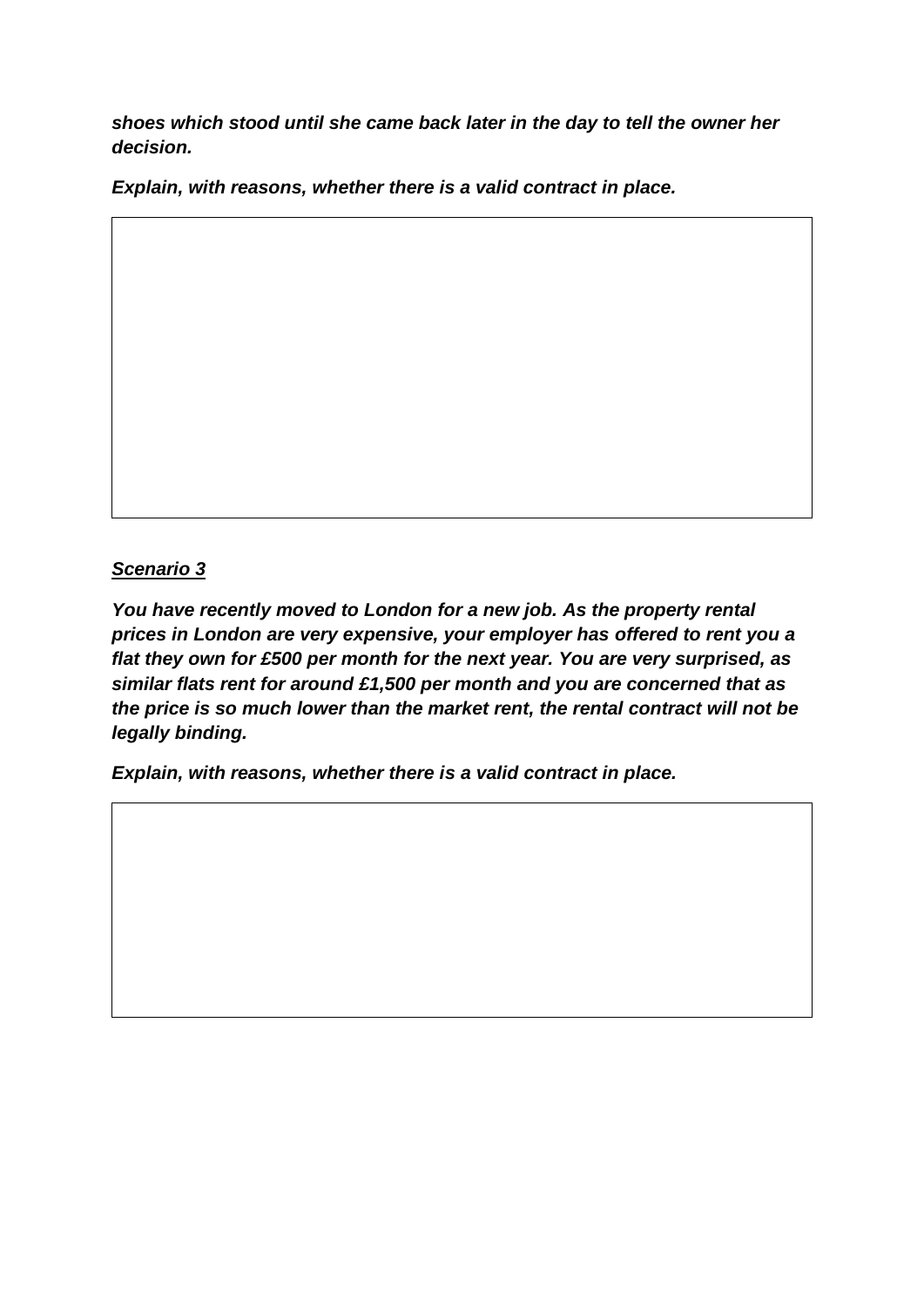***shoes which stood until she came back later in the day to tell the owner her decision.***

***Explain, with reasons, whether there is a valid contract in place.***

***Scenario 3***

***You have recently moved to London for a new job. As the property rental prices in London are very expensive, your employer has offered to rent you a flat they own for £500 per month for the next year. You are very surprised, as similar flats rent for around £1,500 per month and you are concerned that as the price is so much lower than the market rent, the rental contract will not be legally binding.***

***Explain, with reasons, whether there is a valid contract in place.***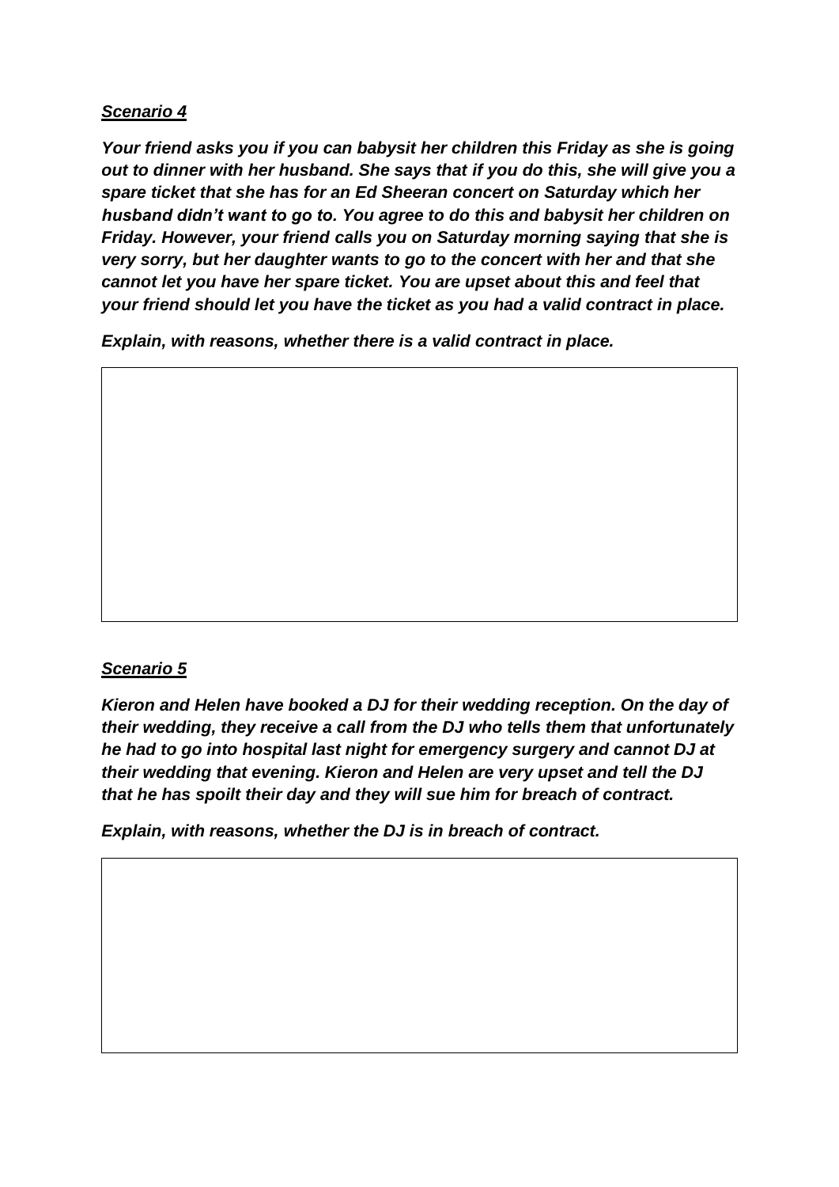***Scenario 4***

***Your friend asks you if you can babysit her children this Friday as she is going out to dinner with her husband. She says that if you do this, she will give you a spare ticket that she has for an Ed Sheeran concert on Saturday which her husband didn't want to go to. You agree to do this and babysit her children on Friday. However, your friend calls you on Saturday morning saying that she is very sorry, but her daughter wants to go to the concert with her and that she cannot let you have her spare ticket. You are upset about this and feel that your friend should let you have the ticket as you had a valid contract in place.***

***Explain, with reasons, whether there is a valid contract in place.***

***Scenario 5***

***Kieron and Helen have booked a DJ for their wedding reception. On the day of their wedding, they receive a call from the DJ who tells them that unfortunately he had to go into hospital last night for emergency surgery and cannot DJ at their wedding that evening. Kieron and Helen are very upset and tell the DJ that he has spoilt their day and they will sue him for breach of contract.***

***Explain, with reasons, whether the DJ is in breach of contract.***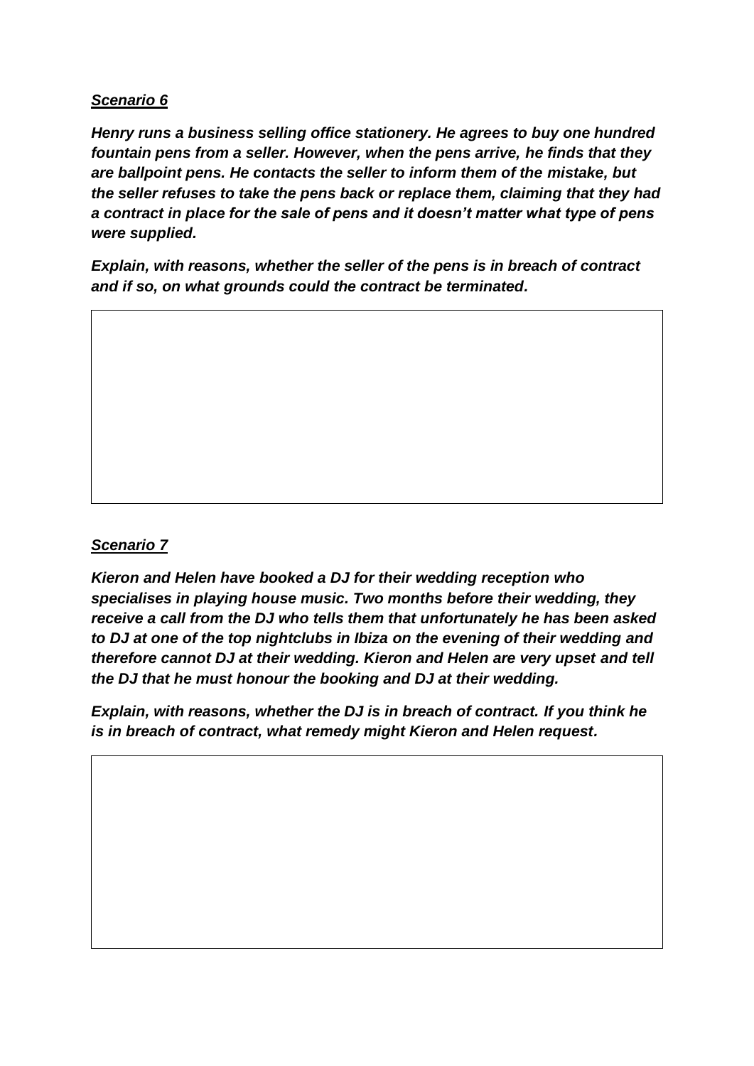***Scenario 6***

***Henry runs a business selling office stationery. He agrees to buy one hundred fountain pens from a seller. However, when the pens arrive, he finds that they are ballpoint pens. He contacts the seller to inform them of the mistake, but the seller refuses to take the pens back or replace them, claiming that they had a contract in place for the sale of pens and it doesn't matter what type of pens were supplied.***

***Explain, with reasons, whether the seller of the pens is in breach of contract and if so, on what grounds could the contract be terminated.***

***Scenario 7***

***Kieron and Helen have booked a DJ for their wedding reception who specialises in playing house music. Two months before their wedding, they receive a call from the DJ who tells them that unfortunately he has been asked to DJ at one of the top nightclubs in Ibiza on the evening of their wedding and therefore cannot DJ at their wedding. Kieron and Helen are very upset and tell the DJ that he must honour the booking and DJ at their wedding.***

***Explain, with reasons, whether the DJ is in breach of contract. If you think he is in breach of contract, what remedy might Kieron and Helen request.***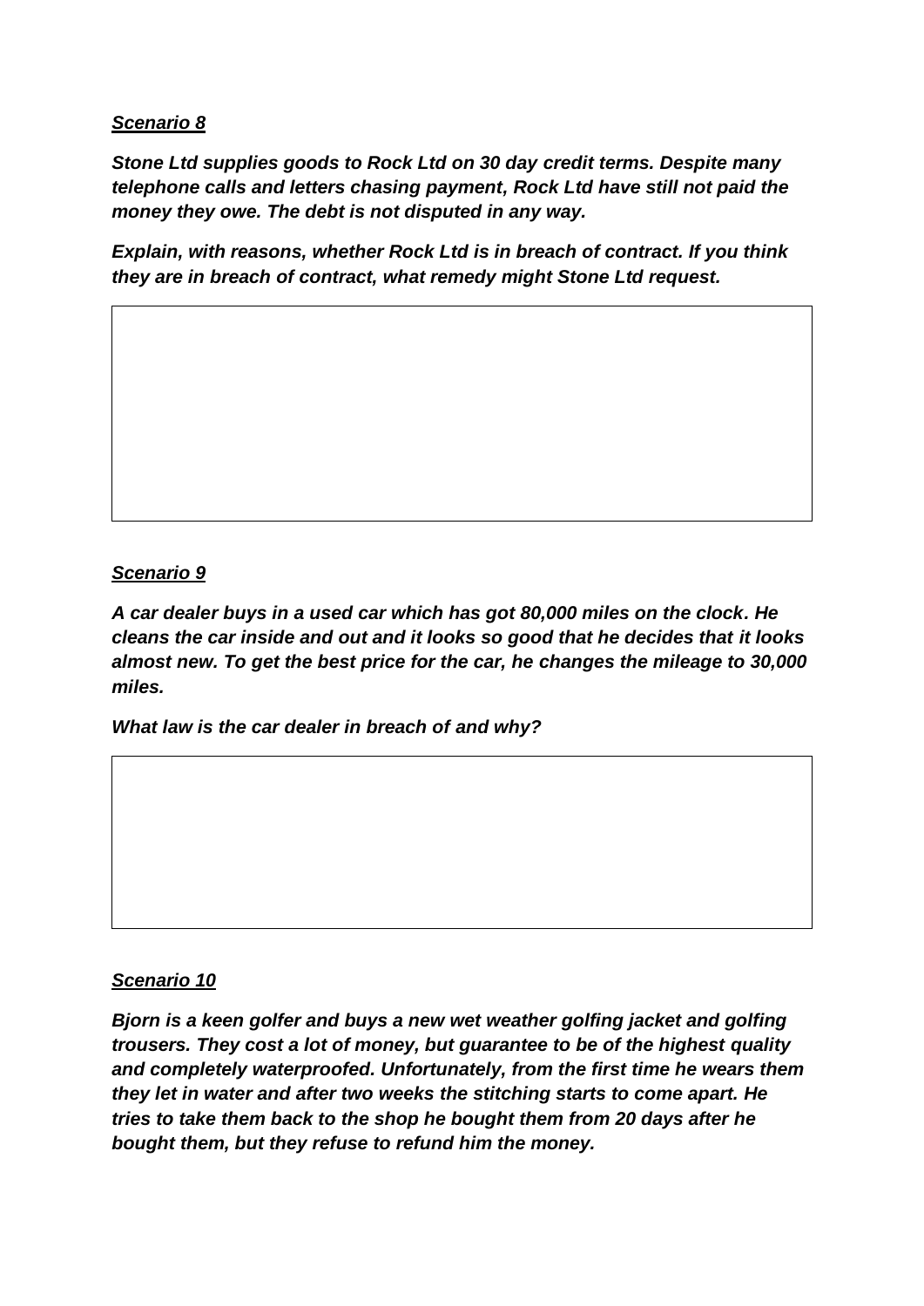***Scenario 8***

***Stone Ltd supplies goods to Rock Ltd on 30 day credit terms. Despite many telephone calls and letters chasing payment, Rock Ltd have still not paid the money they owe. The debt is not disputed in any way.***

***Explain, with reasons, whether Rock Ltd is in breach of contract. If you think they are in breach of contract, what remedy might Stone Ltd request.***

***Scenario 9***

***A car dealer buys in a used car which has got 80,000 miles on the clock. He cleans the car inside and out and it looks so good that he decides that it looks almost new. To get the best price for the car, he changes the mileage to 30,000 miles.***

***What law is the car dealer in breach of and why?***

***Scenario 10***

***Bjorn is a keen golfer and buys a new wet weather golfing jacket and golfing trousers. They cost a lot of money, but guarantee to be of the highest quality and completely waterproofed. Unfortunately, from the first time he wears them they let in water and after two weeks the stitching starts to come apart. He tries to take them back to the shop he bought them from 20 days after he bought them, but they refuse to refund him the money.***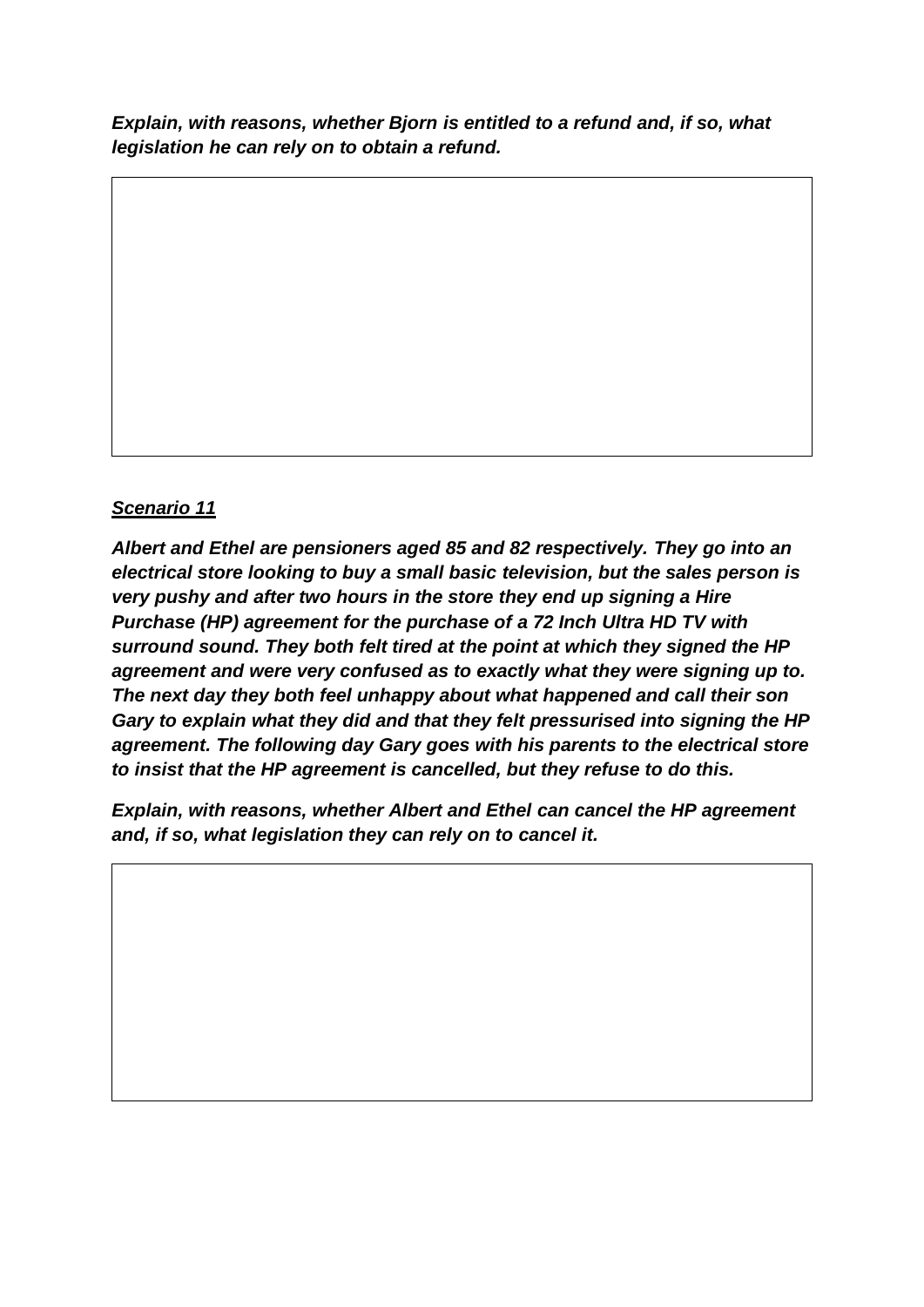***Explain, with reasons, whether Bjorn is entitled to a refund and, if so, what legislation he can rely on to obtain a refund.***

***Scenario 11***

***Albert and Ethel are pensioners aged 85 and 82 respectively. They go into an electrical store looking to buy a small basic television, but the sales person is very pushy and after two hours in the store they end up signing a Hire Purchase (HP) agreement for the purchase of a 72 Inch Ultra HD TV with surround sound. They both felt tired at the point at which they signed the HP agreement and were very confused as to exactly what they were signing up to. The next day they both feel unhappy about what happened and call their son Gary to explain what they did and that they felt pressurised into signing the HP agreement. The following day Gary goes with his parents to the electrical store to insist that the HP agreement is cancelled, but they refuse to do this.***

***Explain, with reasons, whether Albert and Ethel can cancel the HP agreement and, if so, what legislation they can rely on to cancel it.***